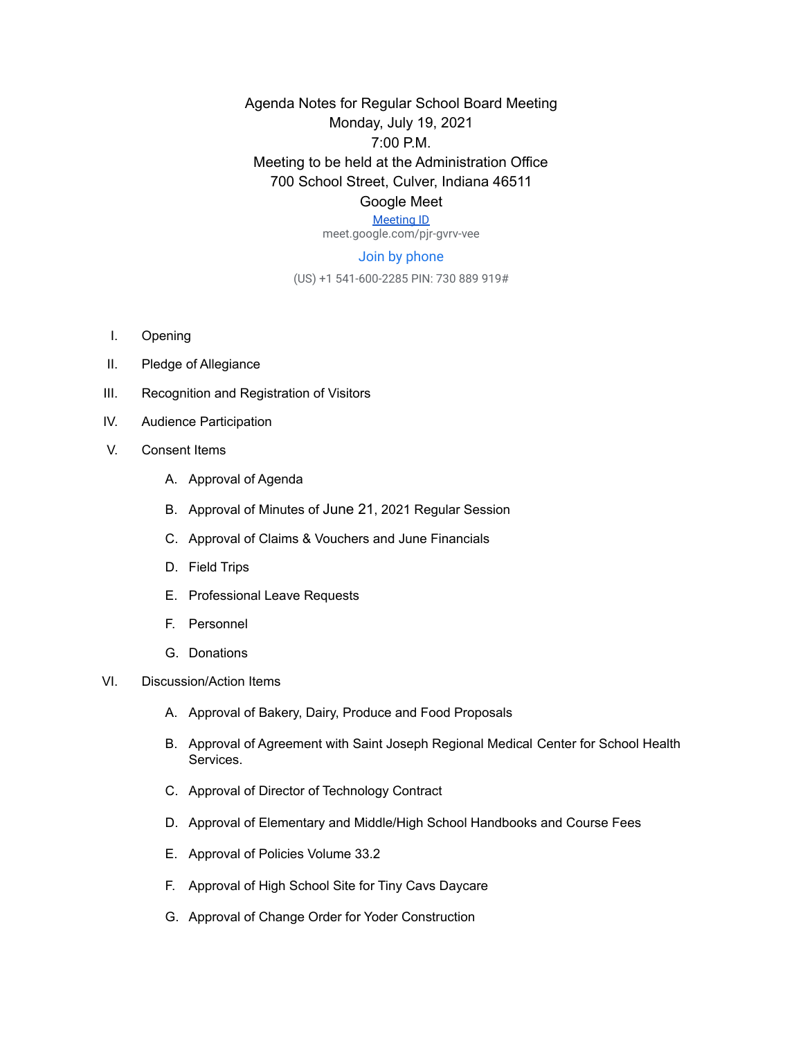Agenda Notes for Regular School Board Meeting
Monday, July 19, 2021
7:00 P.M.
Meeting to be held at the Administration Office
700 School Street, Culver, Indiana 46511
Google Meet
Meeting ID
meet.google.com/pjr-gvrv-vee
Join by phone
(US) +1 541-600-2285 PIN: 730 889 919#

I. Opening

II. Pledge of Allegiance

III. Recognition and Registration of Visitors

IV. Audience Participation

V. Consent Items

   A. Approval of Agenda

   B. Approval of Minutes of June 21, 2021 Regular Session

   C. Approval of Claims & Vouchers and June Financials

   D. Field Trips

   E. Professional Leave Requests

   F. Personnel

   G. Donations

VI. Discussion/Action Items

   A. Approval of Bakery, Dairy, Produce and Food Proposals

   B. Approval of Agreement with Saint Joseph Regional Medical Center for School Health Services.

   C. Approval of Director of Technology Contract

   D. Approval of Elementary and Middle/High School Handbooks and Course Fees

   E. Approval of Policies Volume 33.2

   F. Approval of High School Site for Tiny Cavs Daycare

   G. Approval of Change Order for Yoder Construction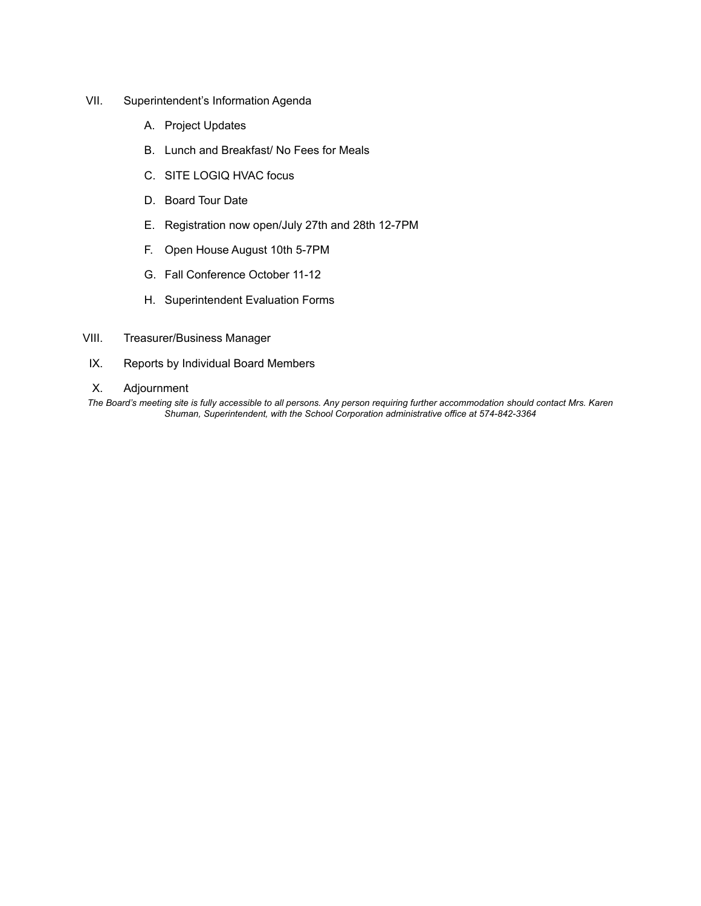VII. Superintendent's Information Agenda

A. Project Updates

B. Lunch and Breakfast/ No Fees for Meals

C. SITE LOGIQ HVAC focus

D. Board Tour Date

E. Registration now open/July 27th and 28th 12-7PM

F. Open House August 10th 5-7PM

G. Fall Conference October 11-12

H. Superintendent Evaluation Forms

VIII. Treasurer/Business Manager

IX. Reports by Individual Board Members

X. Adjournment

*The Board's meeting site is fully accessible to all persons. Any person requiring further accommodation should contact Mrs. Karen Shuman, Superintendent, with the School Corporation administrative office at 574-842-3364*